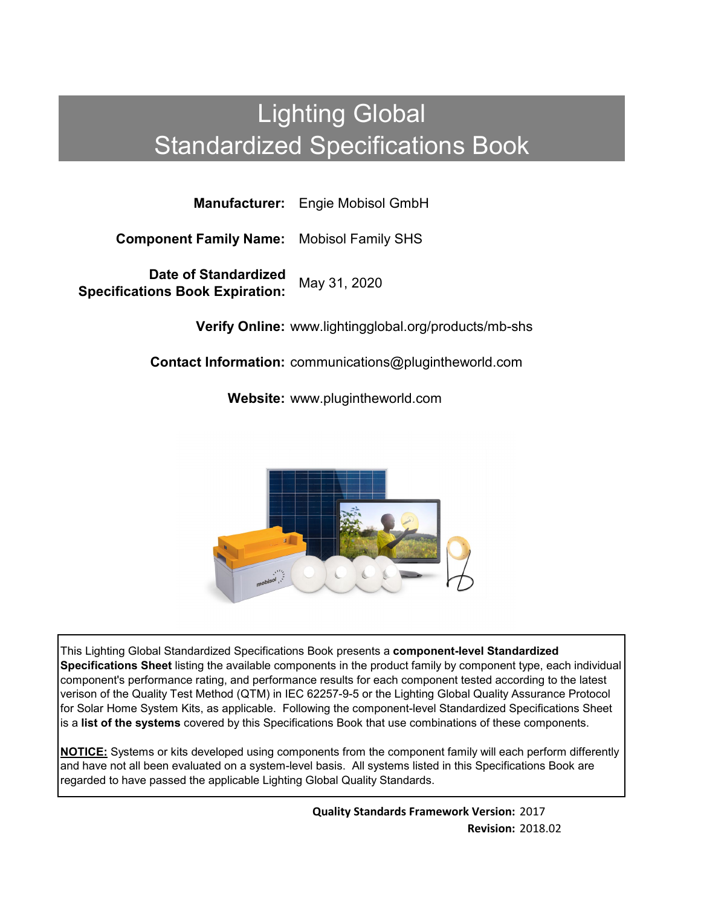# Lighting Global
# Standardized Specifications Book

**Manufacturer:** Engie Mobisol GmbH

**Component Family Name:** Mobisol Family SHS

**Date of Standardized Specifications Book Expiration:** May 31, 2020

**Verify Online:** www.lightingglobal.org/products/mb-shs

**Contact Information:** communications@pugintheworld.com

**Website:** www.plugintheworld.com

This Lighting Global Standardized Specifications Book presents a **component-level Standardized Specifications Sheet** listing the available components in the product family by component type, each individual component's performance rating, and performance results for each component tested according to the latest verison of the Quality Test Method (QTM) in IEC 62257-9-5 or the Lighting Global Quality Assurance Protocol for Solar Home System Kits, as applicable. Following the component-level Standardized Specifications Sheet is a **list of the systems** covered by this Specifications Book that use combinations of these components.

**NOTICE:** Systems or kits developed using components from the component family will each perform differently and have not all been evaluated on a system-level basis. All systems listed in this Specifications Book are regarded to have passed the applicable Lighting Global Quality Standards.

**Quality Standards Framework Version:** 2017
**Revision:** 2018.02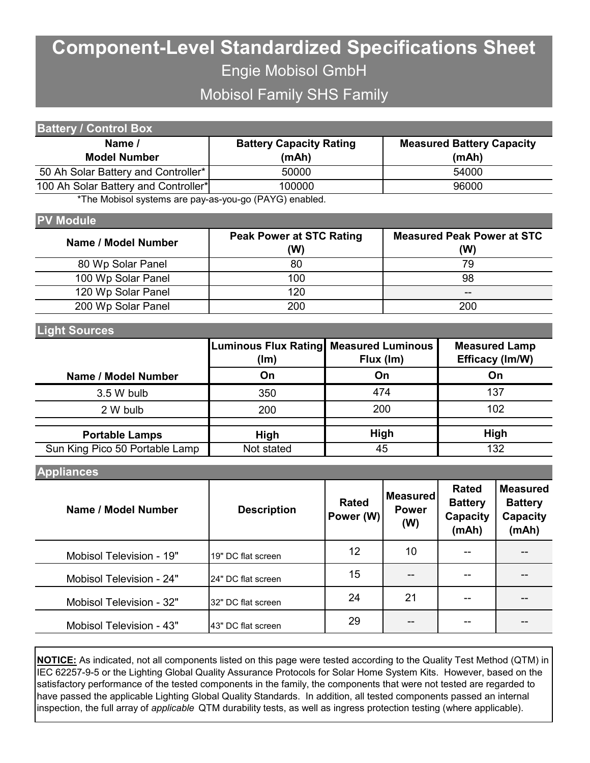# Component-Level Standardized Specifications Sheet

## Engie Mobisol GmbH

## Mobisol Family SHS Family

### Battery / Control Box

| Name / Model Number | Battery Capacity Rating (mAh) | Measured Battery Capacity (mAh) |
|---|---|---|
| 50 Ah Solar Battery and Controller* | 50000 | 54000 |
| 100 Ah Solar Battery and Controller* | 100000 | 96000 |

*The Mobisol systems are pay-as-you-go (PAYG) enabled.

### PV Module

| Name / Model Number | Peak Power at STC Rating (W) | Measured Peak Power at STC (W) |
|---|---|---|
| 80 Wp Solar Panel | 80 | 79 |
| 100 Wp Solar Panel | 100 | 98 |
| 120 Wp Solar Panel | 120 | -- |
| 200 Wp Solar Panel | 200 | 200 |

### Light Sources

| | Luminous Flux Rating (lm) | Measured Luminous Flux (lm) | Measured Lamp Efficacy (lm/W) |
|---|---|---|---|
| **Name / Model Number** | **On** | **On** | **On** |
| 3.5 W bulb | 350 | 474 | 137 |
| 2 W bulb | 200 | 200 | 102 |
| | | | |
| **Portable Lamps** | **High** | **High** | **High** |
| Sun King Pico 50 Portable Lamp | Not stated | 45 | 132 |

### Appliances

| Name / Model Number | Description | Rated Power (W) | Measured Power (W) | Rated Battery Capacity (mAh) | Measured Battery Capacity (mAh) |
|---|---|---|---|---|---|
| Mobisol Television - 19" | 19" DC flat screen | 12 | 10 | -- | -- |
| Mobisol Television - 24" | 24" DC flat screen | 15 | -- | -- | -- |
| Mobisol Television - 32" | 32" DC flat screen | 24 | 21 | -- | -- |
| Mobisol Television - 43" | 43" DC flat screen | 29 | -- | -- | -- |

**NOTICE:** As indicated, not all components listed on this page were tested according to the Quality Test Method (QTM) in IEC 62257-9-5 or the Lighting Global Quality Assurance Protocols for Solar Home System Kits. However, based on the satisfactory performance of the tested components in the family, the components that were not tested are regarded to have passed the applicable Lighting Global Quality Standards. In addition, all tested components passed an internal inspection, the full array of *applicable* QTM durability tests, as well as ingress protection testing (where applicable).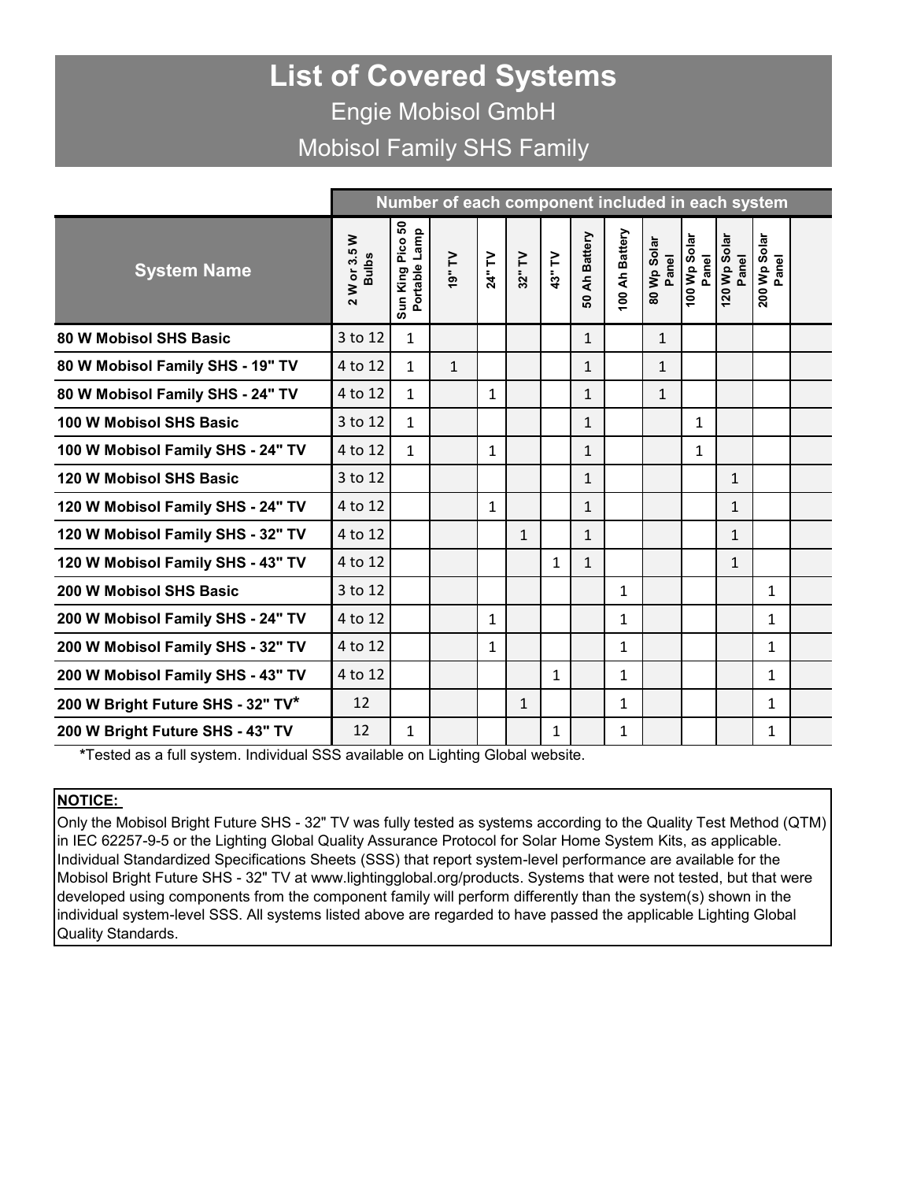# List of Covered Systems

Engie Mobisol GmbH

Mobisol Family SHS Family

| System Name | Number of each component included in each system | | | | | | | | | | | | |
|---|---|---|---|---|---|---|---|---|---|---|---|---|---|
| | 2 W or 3.5 W Bulbs | Sun King Pico 50 Portable Lamp | 19" TV | 24" TV | 32" TV | 43" TV | 50 Ah Battery | 100 Ah Battery | 80 Wp Solar Panel | 100 Wp Solar Panel | 120 Wp Solar Panel | 200 Wp Solar Panel | |
| 80 W Mobisol SHS Basic | 3 to 12 | 1 | | | | | 1 | | 1 | | | | |
| 80 W Mobisol Family SHS - 19" TV | 4 to 12 | 1 | 1 | | | | 1 | | 1 | | | | |
| 80 W Mobisol Family SHS - 24" TV | 4 to 12 | 1 | | 1 | | | 1 | | 1 | | | | |
| 100 W Mobisol SHS Basic | 3 to 12 | 1 | | | | | 1 | | | 1 | | | |
| 100 W Mobisol Family SHS - 24" TV | 4 to 12 | 1 | | 1 | | | 1 | | | 1 | | | |
| 120 W Mobisol SHS Basic | 3 to 12 | | | | | | 1 | | | | 1 | | |
| 120 W Mobisol Family SHS - 24" TV | 4 to 12 | | | 1 | | | 1 | | | | 1 | | |
| 120 W Mobisol Family SHS - 32" TV | 4 to 12 | | | | 1 | | 1 | | | | 1 | | |
| 120 W Mobisol Family SHS - 43" TV | 4 to 12 | | | | | 1 | 1 | | | | 1 | | |
| 200 W Mobisol SHS Basic | 3 to 12 | | | | | | | 1 | | | | 1 | |
| 200 W Mobisol Family SHS - 24" TV | 4 to 12 | | | 1 | | | | 1 | | | | 1 | |
| 200 W Mobisol Family SHS - 32" TV | 4 to 12 | | | 1 | | | | 1 | | | | 1 | |
| 200 W Mobisol Family SHS - 43" TV | 4 to 12 | | | | | 1 | | 1 | | | | 1 | |
| 200 W Bright Future SHS - 32" TV* | 12 | | | | 1 | | | 1 | | | | 1 | |
| 200 W Bright Future SHS - 43" TV | 12 | 1 | | | | 1 | | 1 | | | | 1 | |

*Tested as a full system. Individual SSS available on Lighting Global website.

**NOTICE:**

Only the Mobisol Bright Future SHS - 32" TV was fully tested as systems according to the Quality Test Method (QTM) in IEC 62257-9-5 or the Lighting Global Quality Assurance Protocol for Solar Home System Kits, as applicable. Individual Standardized Specifications Sheets (SSS) that report system-level performance are available for the Mobisol Bright Future SHS - 32" TV at www.lightingglobal.org/products. Systems that were not tested, but that were developed using components from the component family will perform differently than the system(s) shown in the individual system-level SSS. All systems listed above are regarded to have passed the applicable Lighting Global Quality Standards.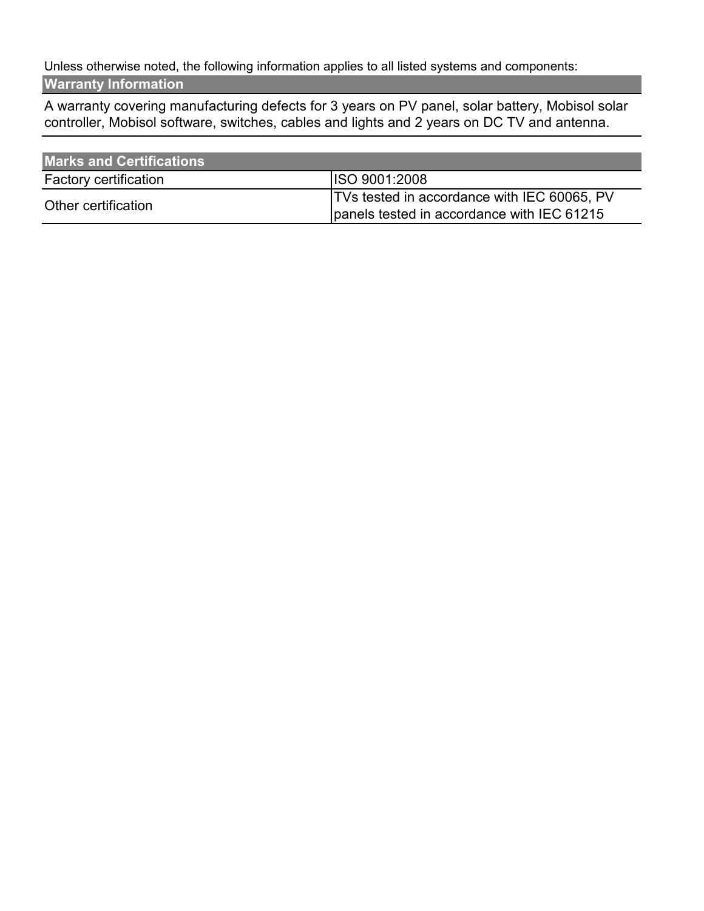Unless otherwise noted, the following information applies to all listed systems and components:

## Warranty Information

A warranty covering manufacturing defects for 3 years on PV panel, solar battery, Mobisol solar controller, Mobisol software, switches, cables and lights and 2 years on DC TV and antenna.

## Marks and Certifications

| | |
|---|---|
| Factory certification | ISO 9001:2008 |
| Other certification | TVs tested in accordance with IEC 60065, PV panels tested in accordance with IEC 61215 |